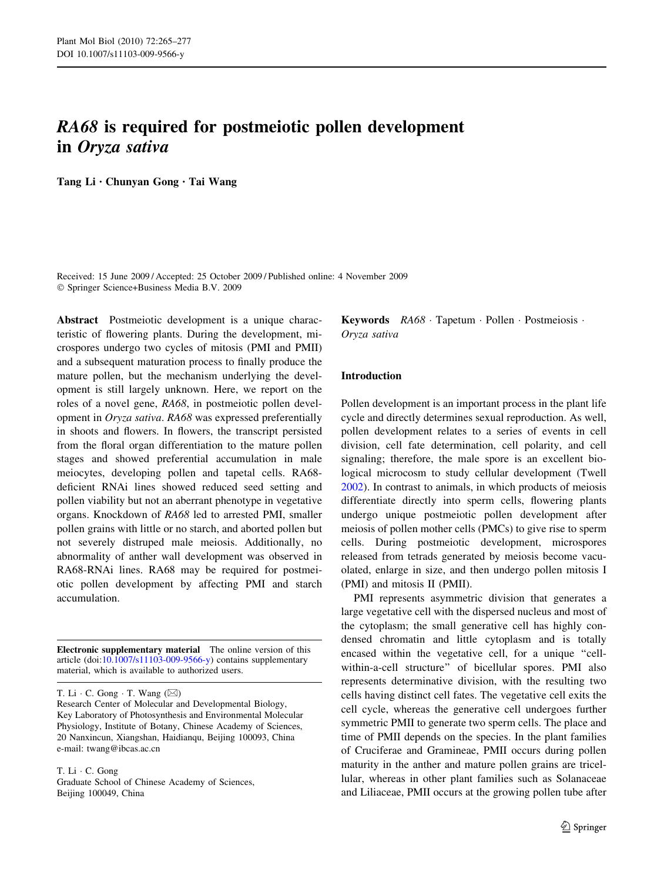# *RA68* is required for postmeiotic pollen development in *Oryza sativa*

**Tang Li · Chunyan Gong · Tai Wang**

Received: 15 June 2009 / Accepted: 25 October 2009 / Published online: 4 November 2009
© Springer Science+Business Media B.V. 2009

**Abstract** Postmeiotic development is a unique characteristic of flowering plants. During the development, microspores undergo two cycles of mitosis (PMI and PMII) and a subsequent maturation process to finally produce the mature pollen, but the mechanism underlying the development is still largely unknown. Here, we report on the roles of a novel gene, *RA68*, in postmeiotic pollen development in *Oryza sativa*. *RA68* was expressed preferentially in shoots and flowers. In flowers, the transcript persisted from the floral organ differentiation to the mature pollen stages and showed preferential accumulation in male meiocytes, developing pollen and tapetal cells. RA68-deficient RNAi lines showed reduced seed setting and pollen viability but not an aberrant phenotype in vegetative organs. Knockdown of *RA68* led to arrested PMI, smaller pollen grains with little or no starch, and aborted pollen but not severely distruped male meiosis. Additionally, no abnormality of anther wall development was observed in RA68-RNAi lines. RA68 may be required for postmeiotic pollen development by affecting PMI and starch accumulation.

**Keywords** *RA68* · Tapetum · Pollen · Postmeiosis · *Oryza sativa*

**Electronic supplementary material** The online version of this article (doi:10.1007/s11103-009-9566-y) contains supplementary material, which is available to authorized users.

T. Li · C. Gong · T. Wang (✉)
Research Center of Molecular and Developmental Biology, Key Laboratory of Photosynthesis and Environmental Molecular Physiology, Institute of Botany, Chinese Academy of Sciences, 20 Nanxincun, Xiangshan, Haidianqu, Beijing 100093, China
e-mail: twang@ibcas.ac.cn

T. Li · C. Gong
Graduate School of Chinese Academy of Sciences, Beijing 100049, China

## Introduction

Pollen development is an important process in the plant life cycle and directly determines sexual reproduction. As well, pollen development relates to a series of events in cell division, cell fate determination, cell polarity, and cell signaling; therefore, the male spore is an excellent biological microcosm to study cellular development (Twell 2002). In contrast to animals, in which products of meiosis differentiate directly into sperm cells, flowering plants undergo unique postmeiotic pollen development after meiosis of pollen mother cells (PMCs) to give rise to sperm cells. During postmeiotic development, microspores released from tetrads generated by meiosis become vacuolated, enlarge in size, and then undergo pollen mitosis I (PMI) and mitosis II (PMII).

PMI represents asymmetric division that generates a large vegetative cell with the dispersed nucleus and most of the cytoplasm; the small generative cell has highly condensed chromatin and little cytoplasm and is totally encased within the vegetative cell, for a unique "cell-within-a-cell structure" of bicellular spores. PMI also represents determinative division, with the resulting two cells having distinct cell fates. The vegetative cell exits the cell cycle, whereas the generative cell undergoes further symmetric PMII to generate two sperm cells. The place and time of PMII depends on the species. In the plant families of Cruciferae and Gramineae, PMII occurs during pollen maturity in the anther and mature pollen grains are tricellular, whereas in other plant families such as Solanaceae and Liliaceae, PMII occurs at the growing pollen tube after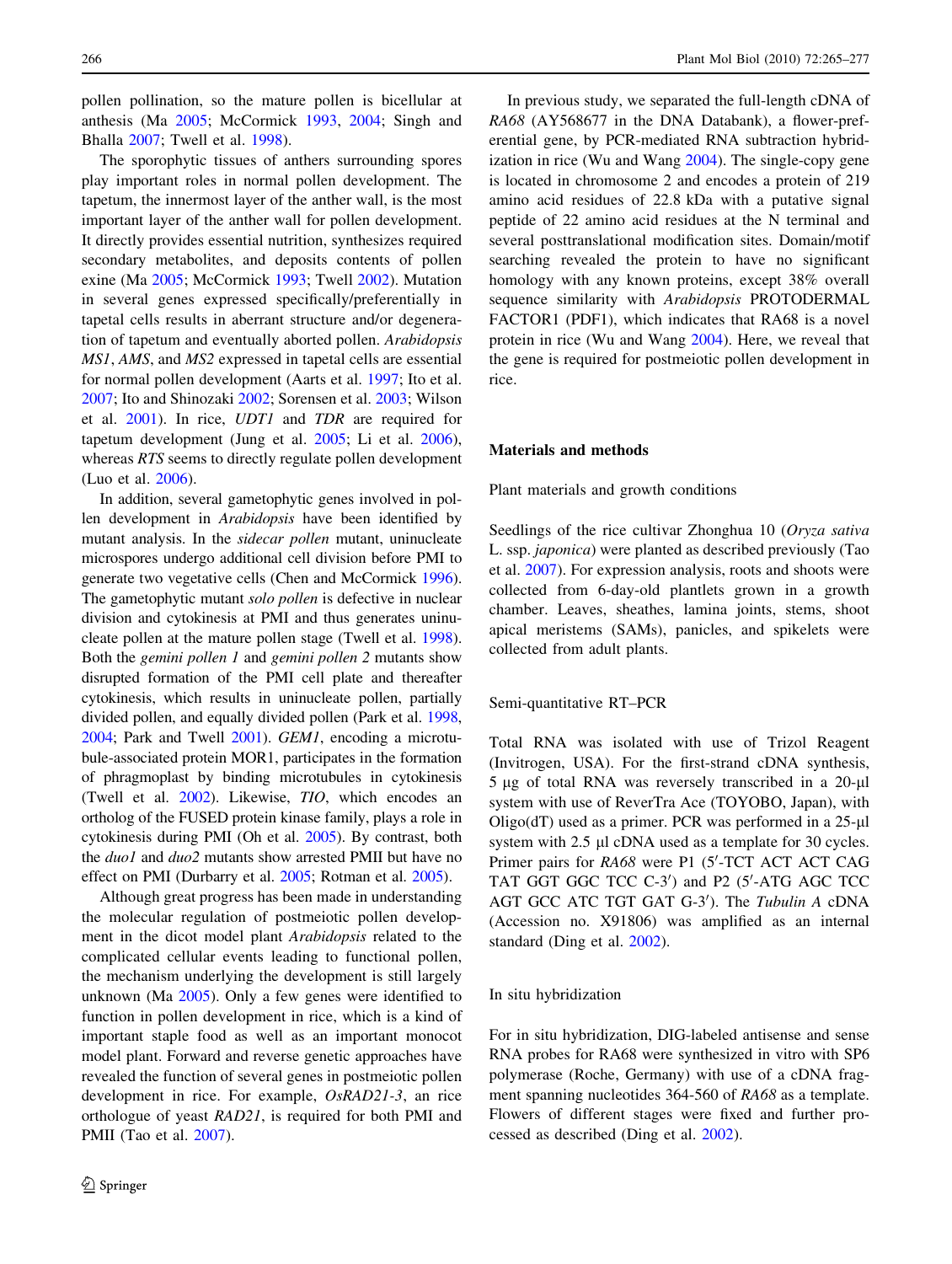pollen pollination, so the mature pollen is bicellular at anthesis (Ma 2005; McCormick 1993, 2004; Singh and Bhalla 2007; Twell et al. 1998).

The sporophytic tissues of anthers surrounding spores play important roles in normal pollen development. The tapetum, the innermost layer of the anther wall, is the most important layer of the anther wall for pollen development. It directly provides essential nutrition, synthesizes required secondary metabolites, and deposits contents of pollen exine (Ma 2005; McCormick 1993; Twell 2002). Mutation in several genes expressed specifically/preferentially in tapetal cells results in aberrant structure and/or degeneration of tapetum and eventually aborted pollen. *Arabidopsis MS1*, *AMS*, and *MS2* expressed in tapetal cells are essential for normal pollen development (Aarts et al. 1997; Ito et al. 2007; Ito and Shinozaki 2002; Sorensen et al. 2003; Wilson et al. 2001). In rice, *UDT1* and *TDR* are required for tapetum development (Jung et al. 2005; Li et al. 2006), whereas *RTS* seems to directly regulate pollen development (Luo et al. 2006).

In addition, several gametophytic genes involved in pollen development in *Arabidopsis* have been identified by mutant analysis. In the *sidecar pollen* mutant, uninucleate microspores undergo additional cell division before PMI to generate two vegetative cells (Chen and McCormick 1996). The gametophytic mutant *solo pollen* is defective in nuclear division and cytokinesis at PMI and thus generates uninucleate pollen at the mature pollen stage (Twell et al. 1998). Both the *gemini pollen 1* and *gemini pollen 2* mutants show disrupted formation of the PMI cell plate and thereafter cytokinesis, which results in uninucleate pollen, partially divided pollen, and equally divided pollen (Park et al. 1998, 2004; Park and Twell 2001). *GEM1*, encoding a microtubule-associated protein MOR1, participates in the formation of phragmoplast by binding microtubules in cytokinesis (Twell et al. 2002). Likewise, *TIO*, which encodes an ortholog of the FUSED protein kinase family, plays a role in cytokinesis during PMI (Oh et al. 2005). By contrast, both the *duo1* and *duo2* mutants show arrested PMII but have no effect on PMI (Durbarry et al. 2005; Rotman et al. 2005).

Although great progress has been made in understanding the molecular regulation of postmeiotic pollen development in the dicot model plant *Arabidopsis* related to the complicated cellular events leading to functional pollen, the mechanism underlying the development is still largely unknown (Ma 2005). Only a few genes were identified to function in pollen development in rice, which is a kind of important staple food as well as an important monocot model plant. Forward and reverse genetic approaches have revealed the function of several genes in postmeiotic pollen development in rice. For example, *OsRAD21-3*, an rice orthologue of yeast *RAD21*, is required for both PMI and PMII (Tao et al. 2007).

In previous study, we separated the full-length cDNA of *RA68* (AY568677 in the DNA Databank), a flower-preferential gene, by PCR-mediated RNA subtraction hybridization in rice (Wu and Wang 2004). The single-copy gene is located in chromosome 2 and encodes a protein of 219 amino acid residues of 22.8 kDa with a putative signal peptide of 22 amino acid residues at the N terminal and several posttranslational modification sites. Domain/motif searching revealed the protein to have no significant homology with any known proteins, except 38% overall sequence similarity with *Arabidopsis* PROTODERMAL FACTOR1 (PDF1), which indicates that RA68 is a novel protein in rice (Wu and Wang 2004). Here, we reveal that the gene is required for postmeiotic pollen development in rice.

## Materials and methods

### Plant materials and growth conditions

Seedlings of the rice cultivar Zhonghua 10 (*Oryza sativa* L. ssp. *japonica*) were planted as described previously (Tao et al. 2007). For expression analysis, roots and shoots were collected from 6-day-old plantlets grown in a growth chamber. Leaves, sheathes, lamina joints, stems, shoot apical meristems (SAMs), panicles, and spikelets were collected from adult plants.

### Semi-quantitative RT–PCR

Total RNA was isolated with use of Trizol Reagent (Invitrogen, USA). For the first-strand cDNA synthesis, 5 μg of total RNA was reversely transcribed in a 20-μl system with use of ReverTra Ace (TOYOBO, Japan), with Oligo(dT) used as a primer. PCR was performed in a 25-μl system with 2.5 μl cDNA used as a template for 30 cycles. Primer pairs for *RA68* were P1 (5′-TCT ACT ACT CAG TAT GGT GGC TCC C-3′) and P2 (5′-ATG AGC TCC AGT GCC ATC TGT GAT G-3′). The *Tubulin A* cDNA (Accession no. X91806) was amplified as an internal standard (Ding et al. 2002).

### In situ hybridization

For in situ hybridization, DIG-labeled antisense and sense RNA probes for RA68 were synthesized in vitro with SP6 polymerase (Roche, Germany) with use of a cDNA fragment spanning nucleotides 364-560 of *RA68* as a template. Flowers of different stages were fixed and further processed as described (Ding et al. 2002).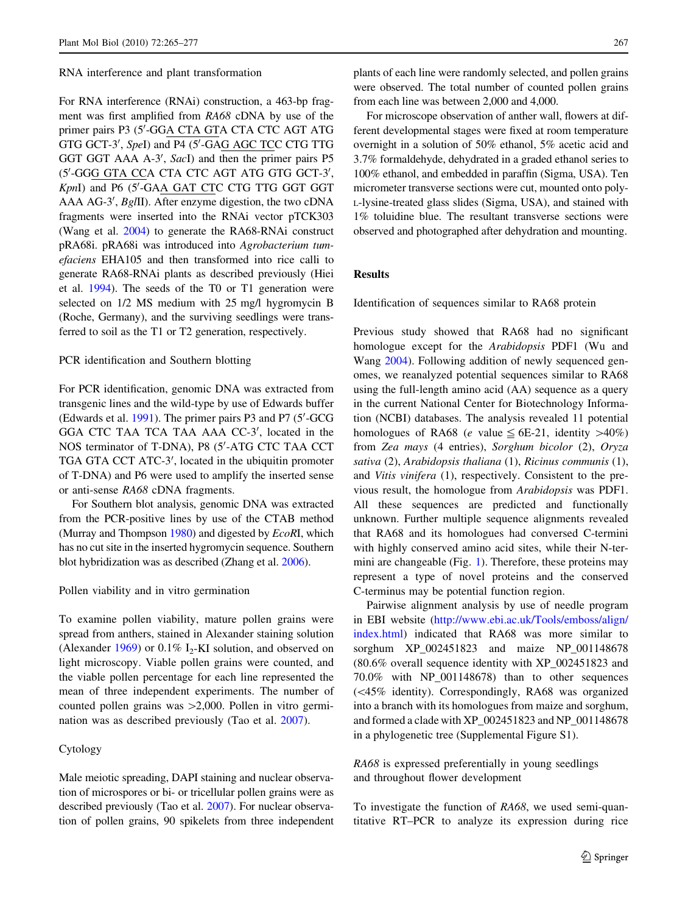### RNA interference and plant transformation

For RNA interference (RNAi) construction, a 463-bp fragment was first amplified from *RA68* cDNA by use of the primer pairs P3 (5′-GGA CTA GTA CTA CTC AGT ATG GTG GCT-3′, *Spe*I) and P4 (5′-GAG AGC TCC CTG TTG GGT GGT AAA A-3′, *Sac*I) and then the primer pairs P5 (5′-GGG GTA CCA CTA CTC AGT ATG GTG GCT-3′, *Kpn*I) and P6 (5′-GAA GAT CTC CTG TTG GGT GGT AAA AG-3′, *Bgl*II). After enzyme digestion, the two cDNA fragments were inserted into the RNAi vector pTCK303 (Wang et al. 2004) to generate the RA68-RNAi construct pRA68i. pRA68i was introduced into *Agrobacterium tumefaciens* EHA105 and then transformed into rice calli to generate RA68-RNAi plants as described previously (Hiei et al. 1994). The seeds of the T0 or T1 generation were selected on 1/2 MS medium with 25 mg/l hygromycin B (Roche, Germany), and the surviving seedlings were transferred to soil as the T1 or T2 generation, respectively.

### PCR identification and Southern blotting

For PCR identification, genomic DNA was extracted from transgenic lines and the wild-type by use of Edwards buffer (Edwards et al. 1991). The primer pairs P3 and P7 (5′-GCG GGA CTC TAA TCA TAA AAA CC-3′, located in the NOS terminator of T-DNA), P8 (5′-ATG CTC TAA CCT TGA GTA CCT ATC-3′, located in the ubiquitin promoter of T-DNA) and P6 were used to amplify the inserted sense or anti-sense *RA68* cDNA fragments.

For Southern blot analysis, genomic DNA was extracted from the PCR-positive lines by use of the CTAB method (Murray and Thompson 1980) and digested by *Eco*RI, which has no cut site in the inserted hygromycin sequence. Southern blot hybridization was as described (Zhang et al. 2006).

### Pollen viability and in vitro germination

To examine pollen viability, mature pollen grains were spread from anthers, stained in Alexander staining solution (Alexander 1969) or 0.1% $I_2$-KI solution, and observed on light microscopy. Viable pollen grains were counted, and the viable pollen percentage for each line represented the mean of three independent experiments. The number of counted pollen grains was >2,000. Pollen in vitro germination was as described previously (Tao et al. 2007).

### Cytology

Male meiotic spreading, DAPI staining and nuclear observation of microspores or bi- or tricellular pollen grains were as described previously (Tao et al. 2007). For nuclear observation of pollen grains, 90 spikelets from three independent plants of each line were randomly selected, and pollen grains were observed. The total number of counted pollen grains from each line was between 2,000 and 4,000.

For microscope observation of anther wall, flowers at different developmental stages were fixed at room temperature overnight in a solution of 50% ethanol, 5% acetic acid and 3.7% formaldehyde, dehydrated in a graded ethanol series to 100% ethanol, and embedded in paraffin (Sigma, USA). Ten micrometer transverse sections were cut, mounted onto poly-L-lysine-treated glass slides (Sigma, USA), and stained with 1% toluidine blue. The resultant transverse sections were observed and photographed after dehydration and mounting.

## Results

### Identification of sequences similar to RA68 protein

Previous study showed that RA68 had no significant homologue except for the *Arabidopsis* PDF1 (Wu and Wang 2004). Following addition of newly sequenced genomes, we reanalyzed potential sequences similar to RA68 using the full-length amino acid (AA) sequence as a query in the current National Center for Biotechnology Information (NCBI) databases. The analysis revealed 11 potential homologues of RA68 (*e* value ≦ 6E-21, identity >40%) from *Zea mays* (4 entries), *Sorghum bicolor* (2), *Oryza sativa* (2), *Arabidopsis thaliana* (1), *Ricinus communis* (1), and *Vitis vinifera* (1), respectively. Consistent to the previous result, the homologue from *Arabidopsis* was PDF1. All these sequences are predicted and functionally unknown. Further multiple sequence alignments revealed that RA68 and its homologues had conversed C-termini with highly conserved amino acid sites, while their N-termini are changeable (Fig. 1). Therefore, these proteins may represent a type of novel proteins and the conserved C-terminus may be potential function region.

Pairwise alignment analysis by use of needle program in EBI website (http://www.ebi.ac.uk/Tools/emboss/align/index.html) indicated that RA68 was more similar to sorghum XP_002451823 and maize NP_001148678 (80.6% overall sequence identity with XP_002451823 and 70.0% with NP_001148678) than to other sequences (<45% identity). Correspondingly, RA68 was organized into a branch with its homologues from maize and sorghum, and formed a clade with XP_002451823 and NP_001148678 in a phylogenetic tree (Supplemental Figure S1).

### *RA68* is expressed preferentially in young seedlings and throughout flower development

To investigate the function of *RA68*, we used semi-quantitative RT–PCR to analyze its expression during rice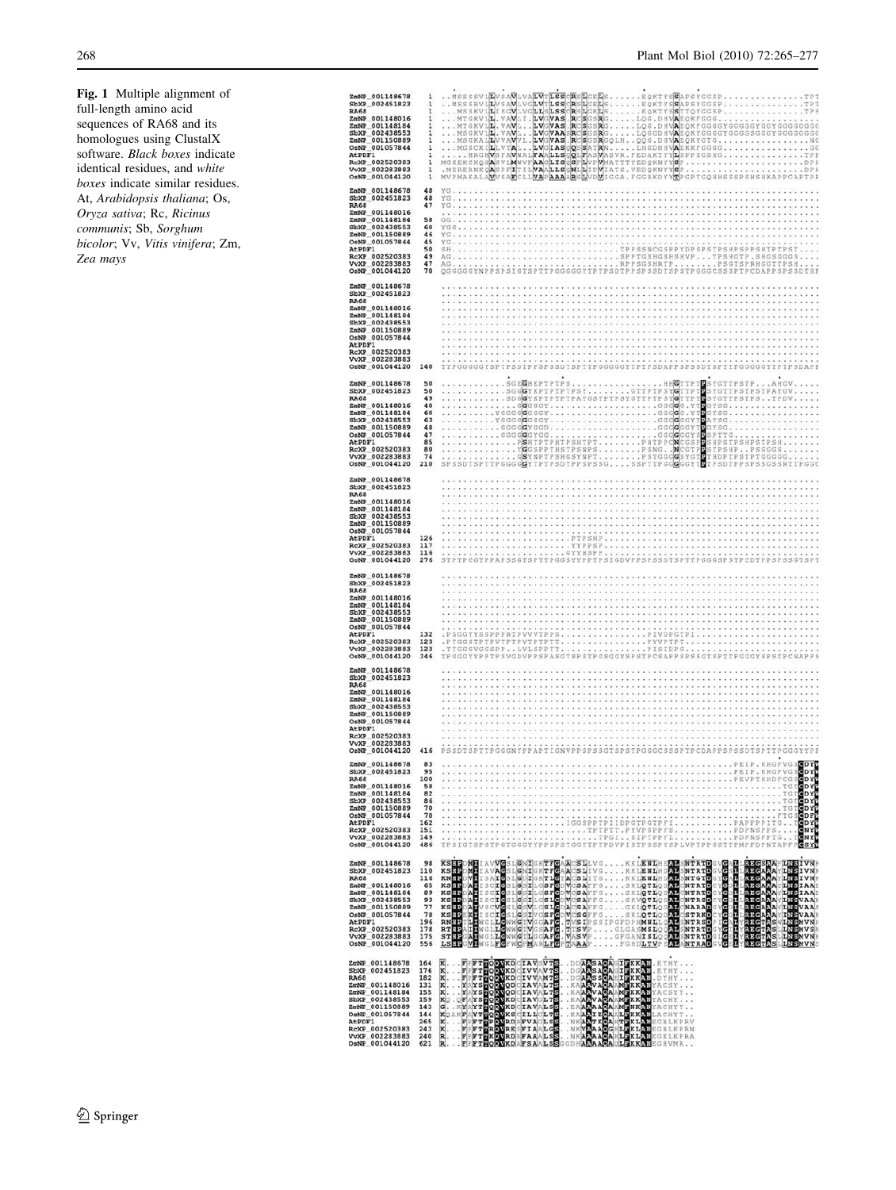**Fig. 1** Multiple alignment of full-length amino acid sequences of RA68 and its homologues using ClustalX software. *Black boxes* indicate identical residues, and *white boxes* indicate similar residues. At, *Arabidopsis thaliana*; Os, *Oryza sativa*; Rc, *Ricinus communis*; Sb, *Sorghum bicolor*; Vv, *Vitis vinifera*; Zm, *Zea mays*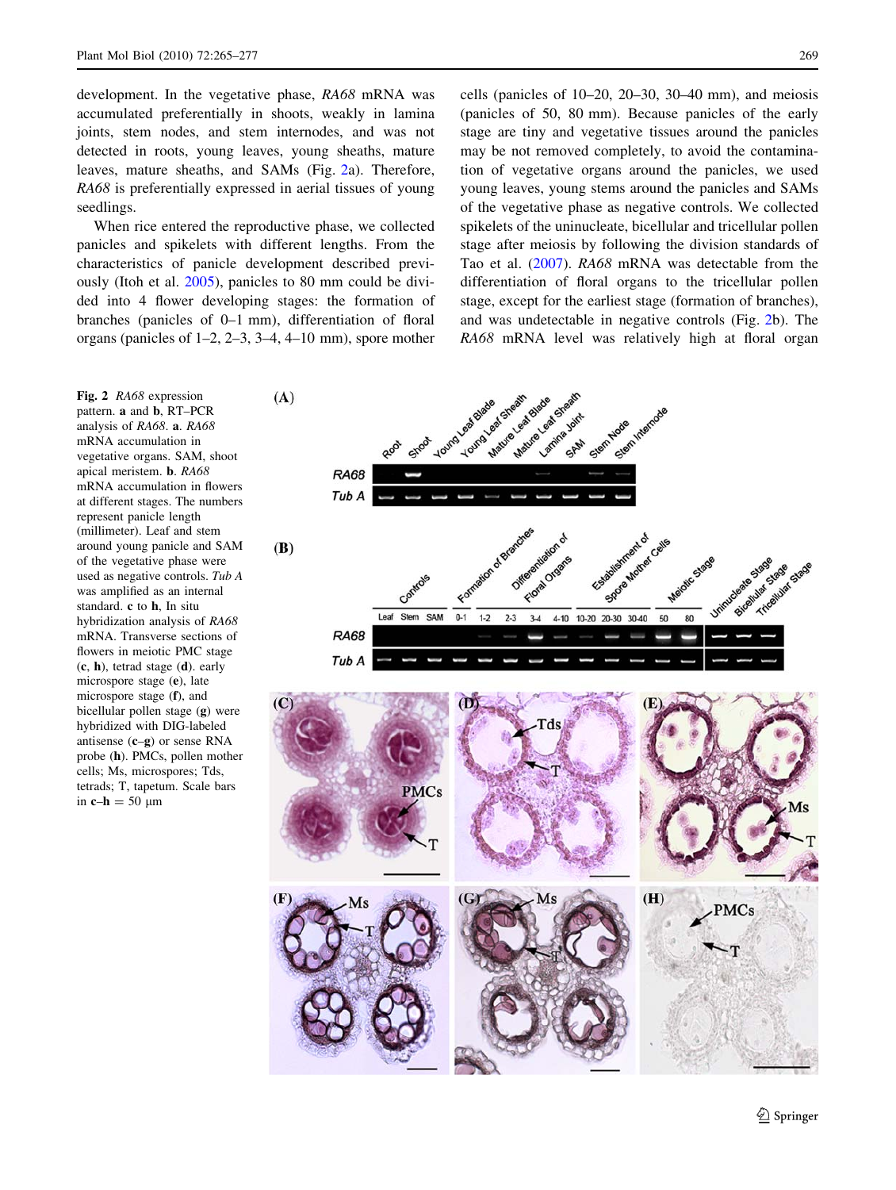development. In the vegetative phase, *RA68* mRNA was accumulated preferentially in shoots, weakly in lamina joints, stem nodes, and stem internodes, and was not detected in roots, young leaves, young sheaths, mature leaves, mature sheaths, and SAMs (Fig. 2a). Therefore, *RA68* is preferentially expressed in aerial tissues of young seedlings.

When rice entered the reproductive phase, we collected panicles and spikelets with different lengths. From the characteristics of panicle development described previously (Itoh et al. 2005), panicles to 80 mm could be divided into 4 flower developing stages: the formation of branches (panicles of 0–1 mm), differentiation of floral organs (panicles of 1–2, 2–3, 3–4, 4–10 mm), spore mother cells (panicles of 10–20, 20–30, 30–40 mm), and meiosis (panicles of 50, 80 mm). Because panicles of the early stage are tiny and vegetative tissues around the panicles may be not removed completely, to avoid the contamination of vegetative organs around the panicles, we used young leaves, young stems around the panicles and SAMs of the vegetative phase as negative controls. We collected spikelets of the uninucleate, bicellular and tricellular pollen stage after meiosis by following the division standards of Tao et al. (2007). *RA68* mRNA was detectable from the differentiation of floral organs to the tricellular pollen stage, except for the earliest stage (formation of branches), and was undetectable in negative controls (Fig. 2b). The *RA68* mRNA level was relatively high at floral organ

**Fig. 2** *RA68* expression pattern. **a** and **b**, RT–PCR analysis of *RA68*. **a**. *RA68* mRNA accumulation in vegetative organs. SAM, shoot apical meristem. **b**. *RA68* mRNA accumulation in flowers at different stages. The numbers represent panicle length (millimeter). Leaf and stem around young panicle and SAM of the vegetative phase were used as negative controls. *Tub A* was amplified as an internal standard. **c** to **h**, In situ hybridization analysis of *RA68* mRNA. Transverse sections of flowers in meiotic PMC stage (**c**, **h**), tetrad stage (**d**). early microspore stage (**e**), late microspore stage (**f**), and bicellular pollen stage (**g**) were hybridized with DIG-labeled antisense (**c**–**g**) or sense RNA probe (**h**). PMCs, pollen mother cells; Ms, microspores; Tds, tetrads; T, tapetum. Scale bars in **c**–**h** = 50 μm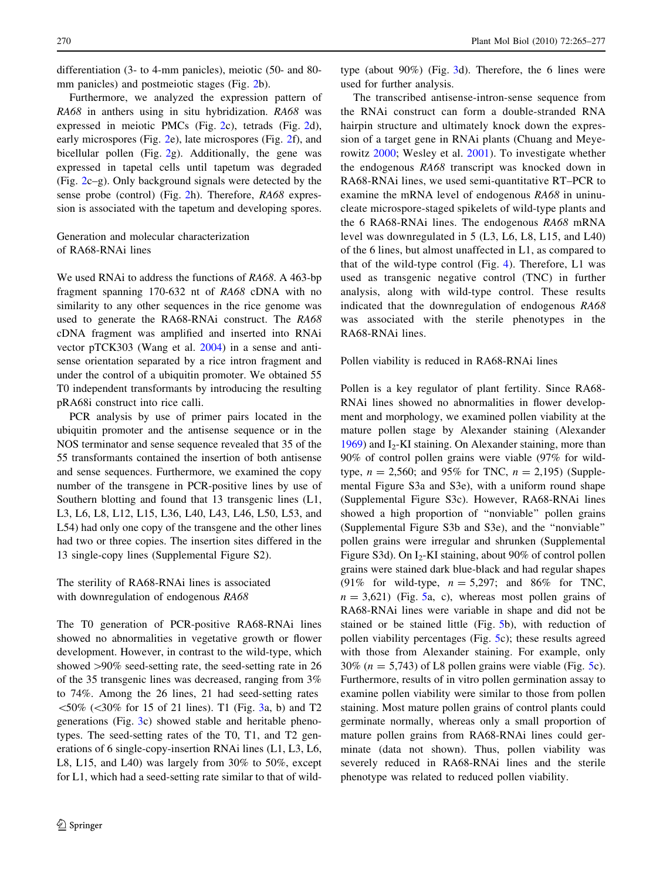differentiation (3- to 4-mm panicles), meiotic (50- and 80-mm panicles) and postmeiotic stages (Fig. 2b).

Furthermore, we analyzed the expression pattern of *RA68* in anthers using in situ hybridization. *RA68* was expressed in meiotic PMCs (Fig. 2c), tetrads (Fig. 2d), early microspores (Fig. 2e), late microspores (Fig. 2f), and bicellular pollen (Fig. 2g). Additionally, the gene was expressed in tapetal cells until tapetum was degraded (Fig. 2c–g). Only background signals were detected by the sense probe (control) (Fig. 2h). Therefore, *RA68* expression is associated with the tapetum and developing spores.

## Generation and molecular characterization of RA68-RNAi lines

We used RNAi to address the functions of *RA68*. A 463-bp fragment spanning 170-632 nt of *RA68* cDNA with no similarity to any other sequences in the rice genome was used to generate the RA68-RNAi construct. The *RA68* cDNA fragment was amplified and inserted into RNAi vector pTCK303 (Wang et al. 2004) in a sense and antisense orientation separated by a rice intron fragment and under the control of a ubiquitin promoter. We obtained 55 T0 independent transformants by introducing the resulting pRA68i construct into rice calli.

PCR analysis by use of primer pairs located in the ubiquitin promoter and the antisense sequence or in the NOS terminator and sense sequence revealed that 35 of the 55 transformants contained the insertion of both antisense and sense sequences. Furthermore, we examined the copy number of the transgene in PCR-positive lines by use of Southern blotting and found that 13 transgenic lines (L1, L3, L6, L8, L12, L15, L36, L40, L43, L46, L50, L53, and L54) had only one copy of the transgene and the other lines had two or three copies. The insertion sites differed in the 13 single-copy lines (Supplemental Figure S2).

## The sterility of RA68-RNAi lines is associated with downregulation of endogenous *RA68*

The T0 generation of PCR-positive RA68-RNAi lines showed no abnormalities in vegetative growth or flower development. However, in contrast to the wild-type, which showed >90% seed-setting rate, the seed-setting rate in 26 of the 35 transgenic lines was decreased, ranging from 3% to 74%. Among the 26 lines, 21 had seed-setting rates <50% (<30% for 15 of 21 lines). T1 (Fig. 3a, b) and T2 generations (Fig. 3c) showed stable and heritable phenotypes. The seed-setting rates of the T0, T1, and T2 generations of 6 single-copy-insertion RNAi lines (L1, L3, L6, L8, L15, and L40) was largely from 30% to 50%, except for L1, which had a seed-setting rate similar to that of wild-type (about 90%) (Fig. 3d). Therefore, the 6 lines were used for further analysis.

The transcribed antisense-intron-sense sequence from the RNAi construct can form a double-stranded RNA hairpin structure and ultimately knock down the expression of a target gene in RNAi plants (Chuang and Meyerowitz 2000; Wesley et al. 2001). To investigate whether the endogenous *RA68* transcript was knocked down in RA68-RNAi lines, we used semi-quantitative RT–PCR to examine the mRNA level of endogenous *RA68* in uninucleate microspore-staged spikelets of wild-type plants and the 6 RA68-RNAi lines. The endogenous *RA68* mRNA level was downregulated in 5 (L3, L6, L8, L15, and L40) of the 6 lines, but almost unaffected in L1, as compared to that of the wild-type control (Fig. 4). Therefore, L1 was used as transgenic negative control (TNC) in further analysis, along with wild-type control. These results indicated that the downregulation of endogenous *RA68* was associated with the sterile phenotypes in the RA68-RNAi lines.

## Pollen viability is reduced in RA68-RNAi lines

Pollen is a key regulator of plant fertility. Since RA68-RNAi lines showed no abnormalities in flower development and morphology, we examined pollen viability at the mature pollen stage by Alexander staining (Alexander 1969) and $I_2$-KI staining. On Alexander staining, more than 90% of control pollen grains were viable (97% for wild-type, $n = 2{,}560$; and 95% for TNC, $n = 2{,}195$) (Supplemental Figure S3a and S3e), with a uniform round shape (Supplemental Figure S3c). However, RA68-RNAi lines showed a high proportion of "nonviable" pollen grains (Supplemental Figure S3b and S3e), and the "nonviable" pollen grains were irregular and shrunken (Supplemental Figure S3d). On $I_2$-KI staining, about 90% of control pollen grains were stained dark blue-black and had regular shapes (91% for wild-type, $n = 5{,}297$; and 86% for TNC, $n = 3{,}621$) (Fig. 5a, c), whereas most pollen grains of RA68-RNAi lines were variable in shape and did not be stained or be stained little (Fig. 5b), with reduction of pollen viability percentages (Fig. 5c); these results agreed with those from Alexander staining. For example, only 30% ($n = 5{,}743$) of L8 pollen grains were viable (Fig. 5c). Furthermore, results of in vitro pollen germination assay to examine pollen viability were similar to those from pollen staining. Most mature pollen grains of control plants could germinate normally, whereas only a small proportion of mature pollen grains from RA68-RNAi lines could germinate (data not shown). Thus, pollen viability was severely reduced in RA68-RNAi lines and the sterile phenotype was related to reduced pollen viability.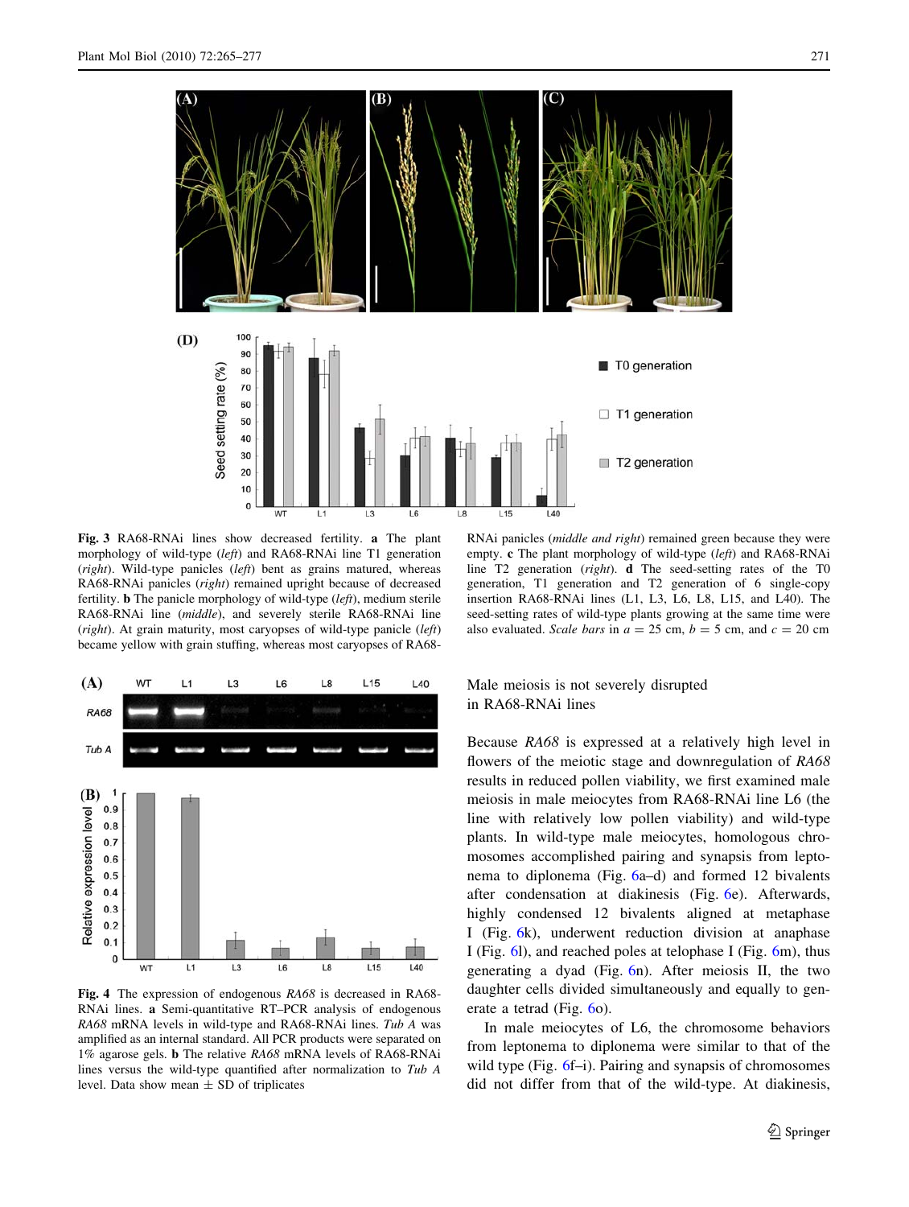**Fig. 3** RA68-RNAi lines show decreased fertility. **a** The plant morphology of wild-type (*left*) and RA68-RNAi line T1 generation (*right*). Wild-type panicles (*left*) bent as grains matured, whereas RA68-RNAi panicles (*right*) remained upright because of decreased fertility. **b** The panicle morphology of wild-type (*left*), medium sterile RA68-RNAi line (*middle*), and severely sterile RA68-RNAi line (*right*). At grain maturity, most caryopses of wild-type panicle (*left*) became yellow with grain stuffing, whereas most caryopses of RA68-RNAi panicles (*middle and right*) remained green because they were empty. **c** The plant morphology of wild-type (*left*) and RA68-RNAi line T2 generation (*right*). **d** The seed-setting rates of the T0 generation, T1 generation and T2 generation of 6 single-copy insertion RA68-RNAi lines (L1, L3, L6, L8, L15, and L40). The seed-setting rates of wild-type plants growing at the same time were also evaluated. *Scale bars* in *a* = 25 cm, *b* = 5 cm, and *c* = 20 cm

**Fig. 4** The expression of endogenous *RA68* is decreased in RA68-RNAi lines. **a** Semi-quantitative RT–PCR analysis of endogenous *RA68* mRNA levels in wild-type and RA68-RNAi lines. *Tub A* was amplified as an internal standard. All PCR products were separated on 1% agarose gels. **b** The relative *RA68* mRNA levels of RA68-RNAi lines versus the wild-type quantified after normalization to *Tub A* level. Data show mean ± SD of triplicates

## Male meiosis is not severely disrupted in RA68-RNAi lines

Because *RA68* is expressed at a relatively high level in flowers of the meiotic stage and downregulation of *RA68* results in reduced pollen viability, we first examined male meiosis in male meiocytes from RA68-RNAi line L6 (the line with relatively low pollen viability) and wild-type plants. In wild-type male meiocytes, homologous chromosomes accomplished pairing and synapsis from leptonema to diplonema (Fig. 6a–d) and formed 12 bivalents after condensation at diakinesis (Fig. 6e). Afterwards, highly condensed 12 bivalents aligned at metaphase I (Fig. 6k), underwent reduction division at anaphase I (Fig. 6l), and reached poles at telophase I (Fig. 6m), thus generating a dyad (Fig. 6n). After meiosis II, the two daughter cells divided simultaneously and equally to generate a tetrad (Fig. 6o).

In male meiocytes of L6, the chromosome behaviors from leptonema to diplonema were similar to that of the wild type (Fig. 6f–i). Pairing and synapsis of chromosomes did not differ from that of the wild-type. At diakinesis,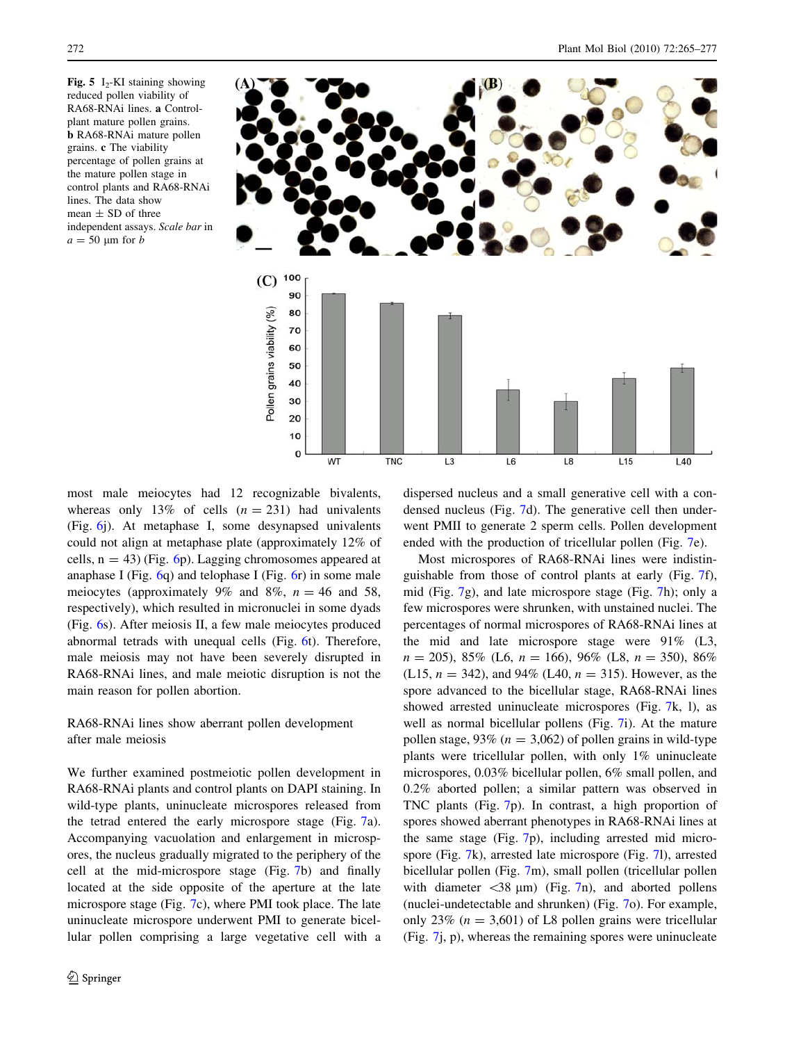**Fig. 5** $I_2$-KI staining showing reduced pollen viability of RA68-RNAi lines. **a** Control-plant mature pollen grains. **b** RA68-RNAi mature pollen grains. **c** The viability percentage of pollen grains at the mature pollen stage in control plants and RA68-RNAi lines. The data show mean ± SD of three independent assays. *Scale bar* in *a* = 50 μm for *b*

most male meiocytes had 12 recognizable bivalents, whereas only 13% of cells ($n = 231$) had univalents (Fig. 6j). At metaphase I, some desynapsed univalents could not align at metaphase plate (approximately 12% of cells, n = 43) (Fig. 6p). Lagging chromosomes appeared at anaphase I (Fig. 6q) and telophase I (Fig. 6r) in some male meiocytes (approximately 9% and 8%, $n = 46$ and 58, respectively), which resulted in micronuclei in some dyads (Fig. 6s). After meiosis II, a few male meiocytes produced abnormal tetrads with unequal cells (Fig. 6t). Therefore, male meiosis may not have been severely disrupted in RA68-RNAi lines, and male meiotic disruption is not the main reason for pollen abortion.

## RA68-RNAi lines show aberrant pollen development after male meiosis

We further examined postmeiotic pollen development in RA68-RNAi plants and control plants on DAPI staining. In wild-type plants, uninucleate microspores released from the tetrad entered the early microspore stage (Fig. 7a). Accompanying vacuolation and enlargement in microspores, the nucleus gradually migrated to the periphery of the cell at the mid-microspore stage (Fig. 7b) and finally located at the side opposite of the aperture at the late microspore stage (Fig. 7c), where PMI took place. The late uninucleate microspore underwent PMI to generate bicellular pollen comprising a large vegetative cell with a dispersed nucleus and a small generative cell with a condensed nucleus (Fig. 7d). The generative cell then underwent PMII to generate 2 sperm cells. Pollen development ended with the production of tricellular pollen (Fig. 7e).

Most microspores of RA68-RNAi lines were indistinguishable from those of control plants at early (Fig. 7f), mid (Fig. 7g), and late microspore stage (Fig. 7h); only a few microspores were shrunken, with unstained nuclei. The percentages of normal microspores of RA68-RNAi lines at the mid and late microspore stage were 91% (L3, $n = 205$), 85% (L6, $n = 166$), 96% (L8, $n = 350$), 86% (L15, $n = 342$), and 94% (L40, $n = 315$). However, as the spore advanced to the bicellular stage, RA68-RNAi lines showed arrested uninucleate microspores (Fig. 7k, l), as well as normal bicellular pollens (Fig. 7i). At the mature pollen stage, 93% ($n = 3{,}062$) of pollen grains in wild-type plants were tricellular pollen, with only 1% uninucleate microspores, 0.03% bicellular pollen, 6% small pollen, and 0.2% aborted pollen; a similar pattern was observed in TNC plants (Fig. 7p). In contrast, a high proportion of spores showed aberrant phenotypes in RA68-RNAi lines at the same stage (Fig. 7p), including arrested mid microspore (Fig. 7k), arrested late microspore (Fig. 7l), arrested bicellular pollen (Fig. 7m), small pollen (tricellular pollen with diameter <38 μm) (Fig. 7n), and aborted pollens (nuclei-undetectable and shrunken) (Fig. 7o). For example, only 23% ($n = 3{,}601$) of L8 pollen grains were tricellular (Fig. 7j, p), whereas the remaining spores were uninucleate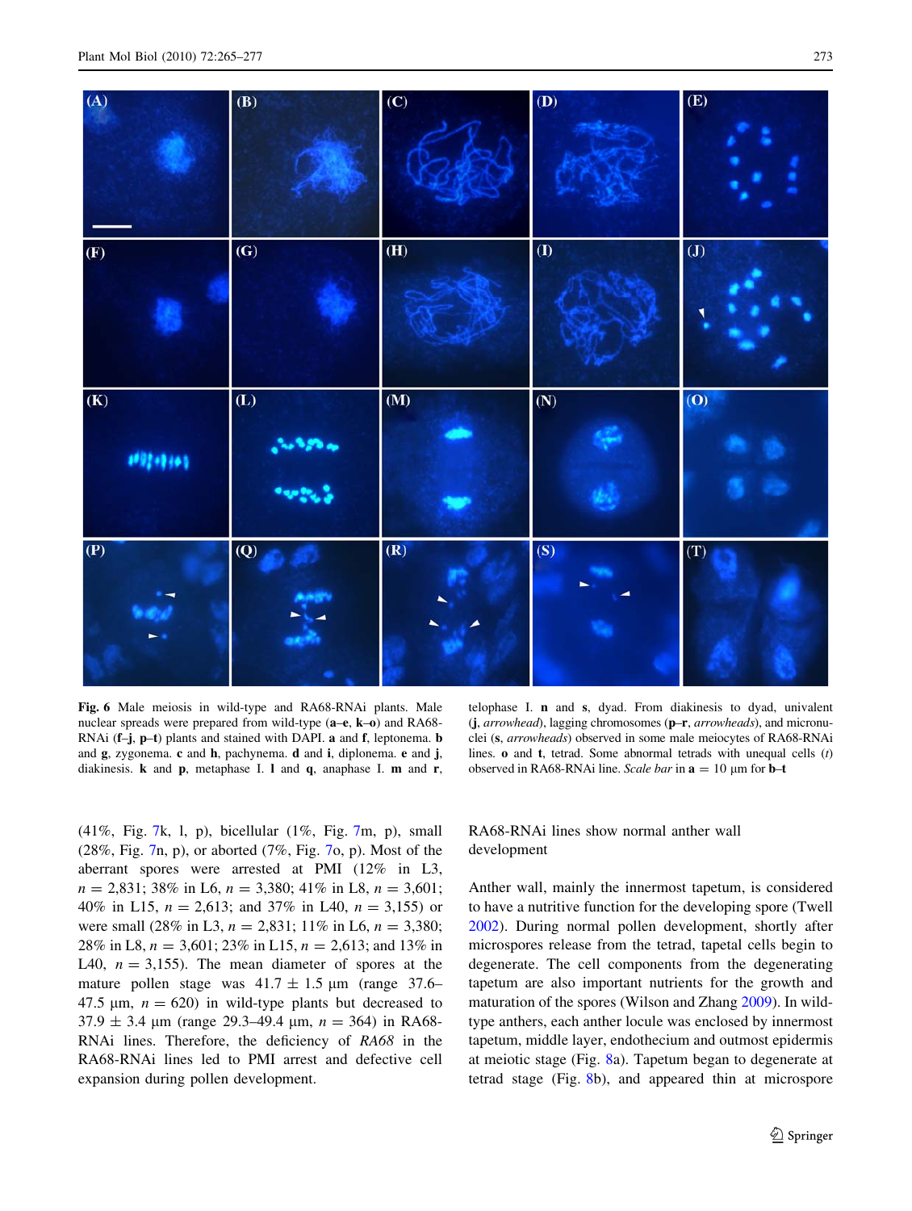**Fig. 6** Male meiosis in wild-type and RA68-RNAi plants. Male nuclear spreads were prepared from wild-type (**a**–**e**, **k**–**o**) and RA68-RNAi (**f**–**j**, **p**–**t**) plants and stained with DAPI. **a** and **f**, leptonema. **b** and **g**, zygonema. **c** and **h**, pachynema. **d** and **i**, diplonema. **e** and **j**, diakinesis. **k** and **p**, metaphase I. **l** and **q**, anaphase I. **m** and **r**, telophase I. **n** and **s**, dyad. From diakinesis to dyad, univalent (**j**, *arrowhead*), lagging chromosomes (**p**–**r**, *arrowheads*), and micronuclei (**s**, *arrowheads*) observed in some male meiocytes of RA68-RNAi lines. **o** and **t**, tetrad. Some abnormal tetrads with unequal cells (*t*) observed in RA68-RNAi line. *Scale bar* in **a** = 10 μm for **b**–**t**

(41%, Fig. 7k, l, p), bicellular (1%, Fig. 7m, p), small (28%, Fig. 7n, p), or aborted (7%, Fig. 7o, p). Most of the aberrant spores were arrested at PMI (12% in L3, $n = 2{,}831$; 38% in L6, $n = 3{,}380$; 41% in L8, $n = 3{,}601$; 40% in L15, $n = 2{,}613$; and 37% in L40, $n = 3{,}155$) or were small (28% in L3, $n = 2{,}831$; 11% in L6, $n = 3{,}380$; 28% in L8, $n = 3{,}601$; 23% in L15, $n = 2{,}613$; and 13% in L40, $n = 3{,}155$). The mean diameter of spores at the mature pollen stage was $41.7 \pm 1.5$ μm (range 37.6–47.5 μm, $n = 620$) in wild-type plants but decreased to $37.9 \pm 3.4$ μm (range 29.3–49.4 μm, $n = 364$) in RA68-RNAi lines. Therefore, the deficiency of *RA68* in the RA68-RNAi lines led to PMI arrest and defective cell expansion during pollen development.

## RA68-RNAi lines show normal anther wall development

Anther wall, mainly the innermost tapetum, is considered to have a nutritive function for the developing spore (Twell 2002). During normal pollen development, shortly after microspores release from the tetrad, tapetal cells begin to degenerate. The cell components from the degenerating tapetum are also important nutrients for the growth and maturation of the spores (Wilson and Zhang 2009). In wild-type anthers, each anther locule was enclosed by innermost tapetum, middle layer, endothecium and outmost epidermis at meiotic stage (Fig. 8a). Tapetum began to degenerate at tetrad stage (Fig. 8b), and appeared thin at microspore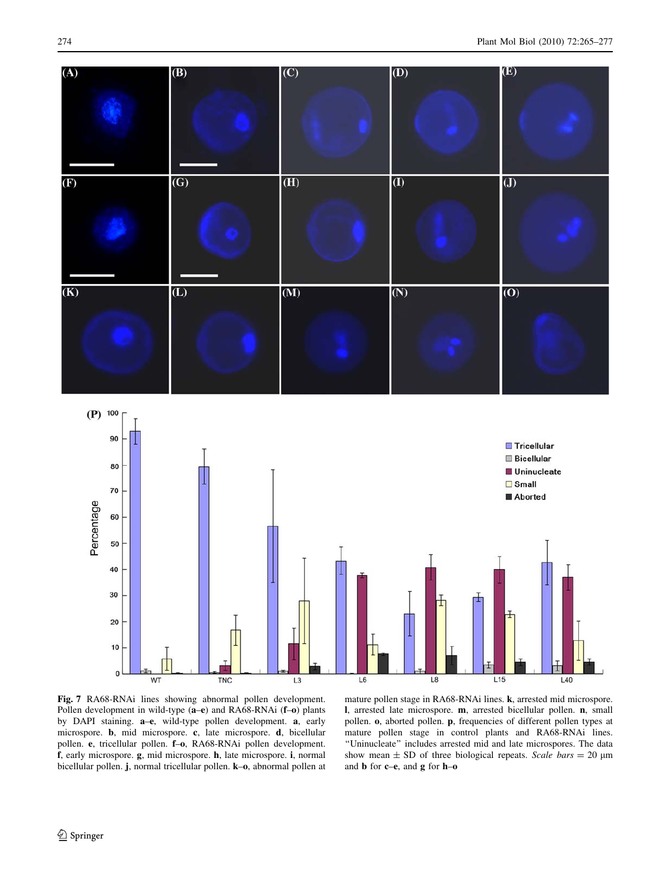**Fig. 7** RA68-RNAi lines showing abnormal pollen development. Pollen development in wild-type (**a**–**e**) and RA68-RNAi (**f**–**o**) plants by DAPI staining. **a**–**e**, wild-type pollen development. **a**, early microspore. **b**, mid microspore. **c**, late microspore. **d**, bicellular pollen. **e**, tricellular pollen. **f**–**o**, RA68-RNAi pollen development. **f**, early microspore. **g**, mid microspore. **h**, late microspore. **i**, normal bicellular pollen. **j**, normal tricellular pollen. **k**–**o**, abnormal pollen at mature pollen stage in RA68-RNAi lines. **k**, arrested mid microspore. **l**, arrested late microspore. **m**, arrested bicellular pollen. **n**, small pollen. **o**, aborted pollen. **p**, frequencies of different pollen types at mature pollen stage in control plants and RA68-RNAi lines. "Uninucleate" includes arrested mid and late microspores. The data show mean ± SD of three biological repeats. *Scale bars* = 20 μm and **b** for **c**–**e**, and **g** for **h**–**o**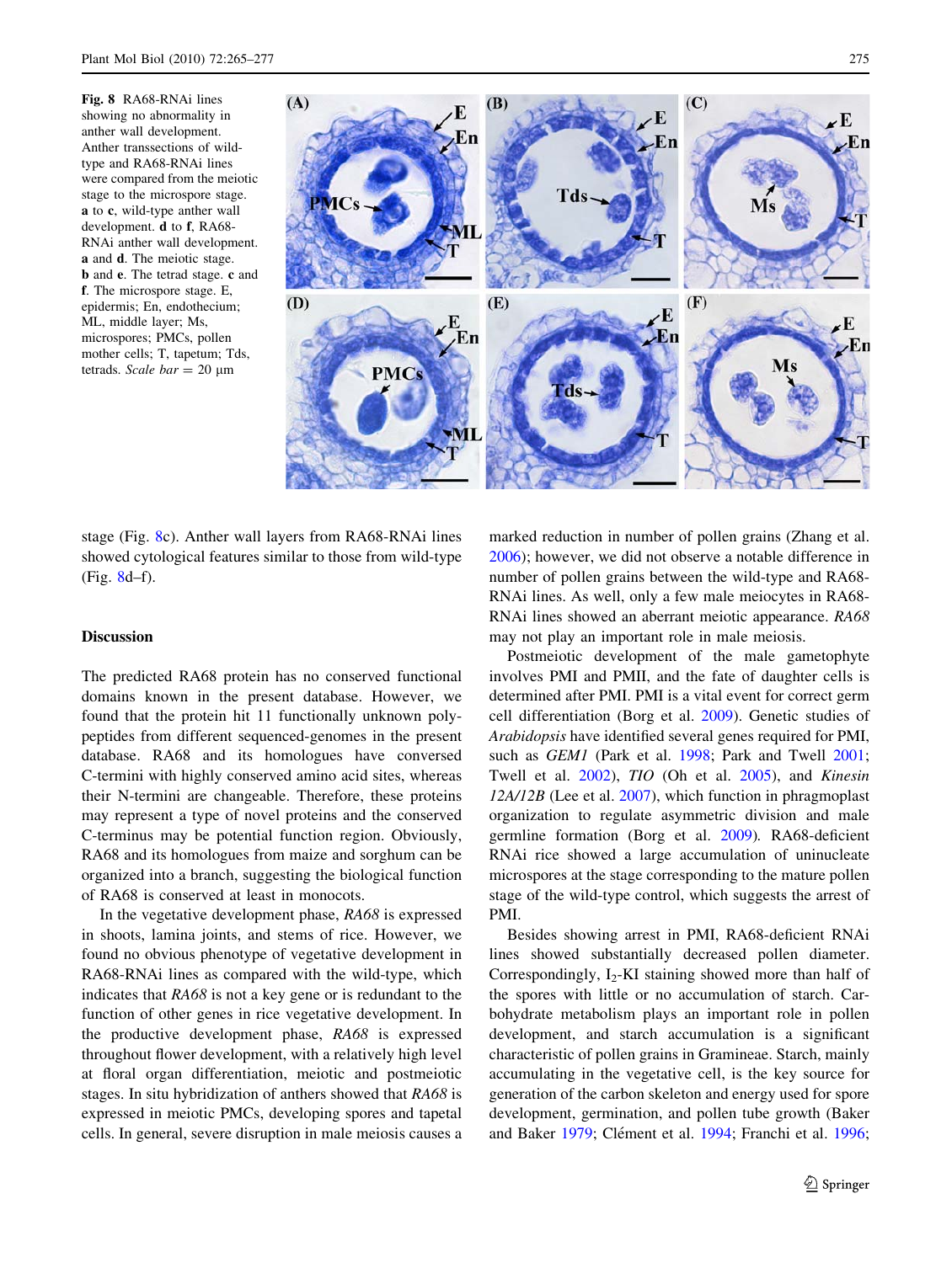**Fig. 8** RA68-RNAi lines showing no abnormality in anther wall development. Anther transsections of wild-type and RA68-RNAi lines were compared from the meiotic stage to the microspore stage. **a** to **c**, wild-type anther wall development. **d** to **f**, RA68-RNAi anther wall development. **a** and **d**. The meiotic stage. **b** and **e**. The tetrad stage. **c** and **f**. The microspore stage. E, epidermis; En, endothecium; ML, middle layer; Ms, microspores; PMCs, pollen mother cells; T, tapetum; Tds, tetrads. *Scale bar* = 20 μm

stage (Fig. 8c). Anther wall layers from RA68-RNAi lines showed cytological features similar to those from wild-type (Fig. 8d–f).

## Discussion

The predicted RA68 protein has no conserved functional domains known in the present database. However, we found that the protein hit 11 functionally unknown polypeptides from different sequenced-genomes in the present database. RA68 and its homologues have conversed C-termini with highly conserved amino acid sites, whereas their N-termini are changeable. Therefore, these proteins may represent a type of novel proteins and the conserved C-terminus may be potential function region. Obviously, RA68 and its homologues from maize and sorghum can be organized into a branch, suggesting the biological function of RA68 is conserved at least in monocots.

In the vegetative development phase, *RA68* is expressed in shoots, lamina joints, and stems of rice. However, we found no obvious phenotype of vegetative development in RA68-RNAi lines as compared with the wild-type, which indicates that *RA68* is not a key gene or is redundant to the function of other genes in rice vegetative development. In the productive development phase, *RA68* is expressed throughout flower development, with a relatively high level at floral organ differentiation, meiotic and postmeiotic stages. In situ hybridization of anthers showed that *RA68* is expressed in meiotic PMCs, developing spores and tapetal cells. In general, severe disruption in male meiosis causes a marked reduction in number of pollen grains (Zhang et al. 2006); however, we did not observe a notable difference in number of pollen grains between the wild-type and RA68-RNAi lines. As well, only a few male meiocytes in RA68-RNAi lines showed an aberrant meiotic appearance. *RA68* may not play an important role in male meiosis.

Postmeiotic development of the male gametophyte involves PMI and PMII, and the fate of daughter cells is determined after PMI. PMI is a vital event for correct germ cell differentiation (Borg et al. 2009). Genetic studies of *Arabidopsis* have identified several genes required for PMI, such as *GEM1* (Park et al. 1998; Park and Twell 2001; Twell et al. 2002), *TIO* (Oh et al. 2005), and *Kinesin 12A/12B* (Lee et al. 2007), which function in phragmoplast organization to regulate asymmetric division and male germline formation (Borg et al. 2009). RA68-deficient RNAi rice showed a large accumulation of uninucleate microspores at the stage corresponding to the mature pollen stage of the wild-type control, which suggests the arrest of PMI.

Besides showing arrest in PMI, RA68-deficient RNAi lines showed substantially decreased pollen diameter. Correspondingly, $I_2$-KI staining showed more than half of the spores with little or no accumulation of starch. Carbohydrate metabolism plays an important role in pollen development, and starch accumulation is a significant characteristic of pollen grains in Gramineae. Starch, mainly accumulating in the vegetative cell, is the key source for generation of the carbon skeleton and energy used for spore development, germination, and pollen tube growth (Baker and Baker 1979; Clément et al. 1994; Franchi et al. 1996;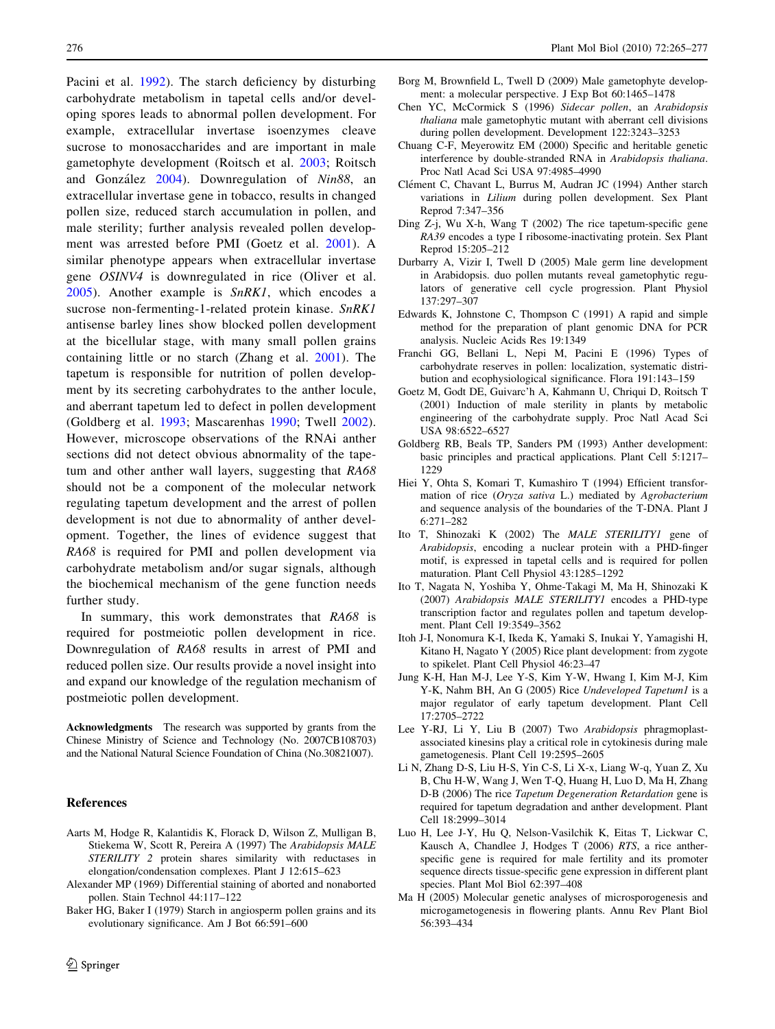Pacini et al. 1992). The starch deficiency by disturbing carbohydrate metabolism in tapetal cells and/or developing spores leads to abnormal pollen development. For example, extracellular invertase isoenzymes cleave sucrose to monosaccharides and are important in male gametophyte development (Roitsch et al. 2003; Roitsch and González 2004). Downregulation of *Nin88*, an extracellular invertase gene in tobacco, results in changed pollen size, reduced starch accumulation in pollen, and male sterility; further analysis revealed pollen development was arrested before PMI (Goetz et al. 2001). A similar phenotype appears when extracellular invertase gene *OSINV4* is downregulated in rice (Oliver et al. 2005). Another example is *SnRK1*, which encodes a sucrose non-fermenting-1-related protein kinase. *SnRK1* antisense barley lines show blocked pollen development at the bicellular stage, with many small pollen grains containing little or no starch (Zhang et al. 2001). The tapetum is responsible for nutrition of pollen development by its secreting carbohydrates to the anther locule, and aberrant tapetum led to defect in pollen development (Goldberg et al. 1993; Mascarenhas 1990; Twell 2002). However, microscope observations of the RNAi anther sections did not detect obvious abnormality of the tapetum and other anther wall layers, suggesting that *RA68* should not be a component of the molecular network regulating tapetum development and the arrest of pollen development is not due to abnormality of anther development. Together, the lines of evidence suggest that *RA68* is required for PMI and pollen development via carbohydrate metabolism and/or sugar signals, although the biochemical mechanism of the gene function needs further study.

In summary, this work demonstrates that *RA68* is required for postmeiotic pollen development in rice. Downregulation of *RA68* results in arrest of PMI and reduced pollen size. Our results provide a novel insight into and expand our knowledge of the regulation mechanism of postmeiotic pollen development.

**Acknowledgments** The research was supported by grants from the Chinese Ministry of Science and Technology (No. 2007CB108703) and the National Natural Science Foundation of China (No.30821007).

## References

Aarts M, Hodge R, Kalantidis K, Florack D, Wilson Z, Mulligan B, Stiekema W, Scott R, Pereira A (1997) The *Arabidopsis MALE STERILITY 2* protein shares similarity with reductases in elongation/condensation complexes. Plant J 12:615–623

Alexander MP (1969) Differential staining of aborted and nonaborted pollen. Stain Technol 44:117–122

Baker HG, Baker I (1979) Starch in angiosperm pollen grains and its evolutionary significance. Am J Bot 66:591–600

Borg M, Brownfield L, Twell D (2009) Male gametophyte development: a molecular perspective. J Exp Bot 60:1465–1478

Chen YC, McCormick S (1996) *Sidecar pollen*, an *Arabidopsis thaliana* male gametophytic mutant with aberrant cell divisions during pollen development. Development 122:3243–3253

Chuang C-F, Meyerowitz EM (2000) Specific and heritable genetic interference by double-stranded RNA in *Arabidopsis thaliana*. Proc Natl Acad Sci USA 97:4985–4990

Clément C, Chavant L, Burrus M, Audran JC (1994) Anther starch variations in *Lilium* during pollen development. Sex Plant Reprod 7:347–356

Ding Z-j, Wu X-h, Wang T (2002) The rice tapetum-specific gene *RA39* encodes a type I ribosome-inactivating protein. Sex Plant Reprod 15:205–212

Durbarry A, Vizir I, Twell D (2005) Male germ line development in Arabidopsis. duo pollen mutants reveal gametophytic regulators of generative cell cycle progression. Plant Physiol 137:297–307

Edwards K, Johnstone C, Thompson C (1991) A rapid and simple method for the preparation of plant genomic DNA for PCR analysis. Nucleic Acids Res 19:1349

Franchi GG, Bellani L, Nepi M, Pacini E (1996) Types of carbohydrate reserves in pollen: localization, systematic distribution and ecophysiological significance. Flora 191:143–159

Goetz M, Godt DE, Guivarc'h A, Kahmann U, Chriqui D, Roitsch T (2001) Induction of male sterility in plants by metabolic engineering of the carbohydrate supply. Proc Natl Acad Sci USA 98:6522–6527

Goldberg RB, Beals TP, Sanders PM (1993) Anther development: basic principles and practical applications. Plant Cell 5:1217–1229

Hiei Y, Ohta S, Komari T, Kumashiro T (1994) Efficient transformation of rice (*Oryza sativa* L.) mediated by *Agrobacterium* and sequence analysis of the boundaries of the T-DNA. Plant J 6:271–282

Ito T, Shinozaki K (2002) The *MALE STERILITY1* gene of *Arabidopsis*, encoding a nuclear protein with a PHD-finger motif, is expressed in tapetal cells and is required for pollen maturation. Plant Cell Physiol 43:1285–1292

Ito T, Nagata N, Yoshiba Y, Ohme-Takagi M, Ma H, Shinozaki K (2007) *Arabidopsis MALE STERILITY1* encodes a PHD-type transcription factor and regulates pollen and tapetum development. Plant Cell 19:3549–3562

Itoh J-I, Nonomura K-I, Ikeda K, Yamaki S, Inukai Y, Yamagishi H, Kitano H, Nagato Y (2005) Rice plant development: from zygote to spikelet. Plant Cell Physiol 46:23–47

Jung K-H, Han M-J, Lee Y-S, Kim Y-W, Hwang I, Kim M-J, Kim Y-K, Nahm BH, An G (2005) Rice *Undeveloped Tapetum1* is a major regulator of early tapetum development. Plant Cell 17:2705–2722

Lee Y-RJ, Li Y, Liu B (2007) Two *Arabidopsis* phragmoplast-associated kinesins play a critical role in cytokinesis during male gametogenesis. Plant Cell 19:2595–2605

Li N, Zhang D-S, Liu H-S, Yin C-S, Li X-x, Liang W-q, Yuan Z, Xu B, Chu H-W, Wang J, Wen T-Q, Huang H, Luo D, Ma H, Zhang D-B (2006) The rice *Tapetum Degeneration Retardation* gene is required for tapetum degradation and anther development. Plant Cell 18:2999–3014

Luo H, Lee J-Y, Hu Q, Nelson-Vasilchik K, Eitas T, Lickwar C, Kausch A, Chandlee J, Hodges T (2006) *RTS*, a rice anther-specific gene is required for male fertility and its promoter sequence directs tissue-specific gene expression in different plant species. Plant Mol Biol 62:397–408

Ma H (2005) Molecular genetic analyses of microsporogenesis and microgametogenesis in flowering plants. Annu Rev Plant Biol 56:393–434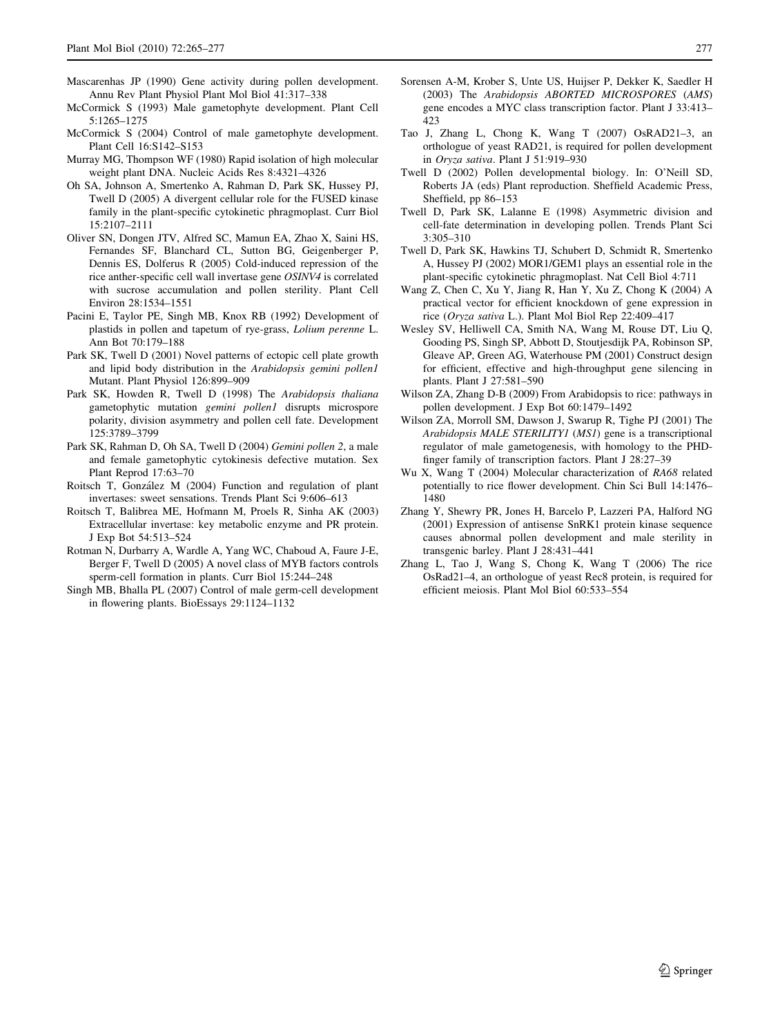Mascarenhas JP (1990) Gene activity during pollen development. Annu Rev Plant Physiol Plant Mol Biol 41:317–338

McCormick S (1993) Male gametophyte development. Plant Cell 5:1265–1275

McCormick S (2004) Control of male gametophyte development. Plant Cell 16:S142–S153

Murray MG, Thompson WF (1980) Rapid isolation of high molecular weight plant DNA. Nucleic Acids Res 8:4321–4326

Oh SA, Johnson A, Smertenko A, Rahman D, Park SK, Hussey PJ, Twell D (2005) A divergent cellular role for the FUSED kinase family in the plant-specific cytokinetic phragmoplast. Curr Biol 15:2107–2111

Oliver SN, Dongen JTV, Alfred SC, Mamun EA, Zhao X, Saini HS, Fernandes SF, Blanchard CL, Sutton BG, Geigenberger P, Dennis ES, Dolferus R (2005) Cold-induced repression of the rice anther-specific cell wall invertase gene *OSINV4* is correlated with sucrose accumulation and pollen sterility. Plant Cell Environ 28:1534–1551

Pacini E, Taylor PE, Singh MB, Knox RB (1992) Development of plastids in pollen and tapetum of rye-grass, *Lolium perenne* L. Ann Bot 70:179–188

Park SK, Twell D (2001) Novel patterns of ectopic cell plate growth and lipid body distribution in the *Arabidopsis gemini pollen1* Mutant. Plant Physiol 126:899–909

Park SK, Howden R, Twell D (1998) The *Arabidopsis thaliana* gametophytic mutation *gemini pollen1* disrupts microspore polarity, division asymmetry and pollen cell fate. Development 125:3789–3799

Park SK, Rahman D, Oh SA, Twell D (2004) *Gemini pollen 2*, a male and female gametophytic cytokinesis defective mutation. Sex Plant Reprod 17:63–70

Roitsch T, González M (2004) Function and regulation of plant invertases: sweet sensations. Trends Plant Sci 9:606–613

Roitsch T, Balibrea ME, Hofmann M, Proels R, Sinha AK (2003) Extracellular invertase: key metabolic enzyme and PR protein. J Exp Bot 54:513–524

Rotman N, Durbarry A, Wardle A, Yang WC, Chaboud A, Faure J-E, Berger F, Twell D (2005) A novel class of MYB factors controls sperm-cell formation in plants. Curr Biol 15:244–248

Singh MB, Bhalla PL (2007) Control of male germ-cell development in flowering plants. BioEssays 29:1124–1132

Sorensen A-M, Krober S, Unte US, Huijser P, Dekker K, Saedler H (2003) The *Arabidopsis ABORTED MICROSPORES* (*AMS*) gene encodes a MYC class transcription factor. Plant J 33:413–423

Tao J, Zhang L, Chong K, Wang T (2007) OsRAD21–3, an orthologue of yeast RAD21, is required for pollen development in *Oryza sativa*. Plant J 51:919–930

Twell D (2002) Pollen developmental biology. In: O'Neill SD, Roberts JA (eds) Plant reproduction. Sheffield Academic Press, Sheffield, pp 86–153

Twell D, Park SK, Lalanne E (1998) Asymmetric division and cell-fate determination in developing pollen. Trends Plant Sci 3:305–310

Twell D, Park SK, Hawkins TJ, Schubert D, Schmidt R, Smertenko A, Hussey PJ (2002) MOR1/GEM1 plays an essential role in the plant-specific cytokinetic phragmoplast. Nat Cell Biol 4:711

Wang Z, Chen C, Xu Y, Jiang R, Han Y, Xu Z, Chong K (2004) A practical vector for efficient knockdown of gene expression in rice (*Oryza sativa* L.). Plant Mol Biol Rep 22:409–417

Wesley SV, Helliwell CA, Smith NA, Wang M, Rouse DT, Liu Q, Gooding PS, Singh SP, Abbott D, Stoutjesdijk PA, Robinson SP, Gleave AP, Green AG, Waterhouse PM (2001) Construct design for efficient, effective and high-throughput gene silencing in plants. Plant J 27:581–590

Wilson ZA, Zhang D-B (2009) From Arabidopsis to rice: pathways in pollen development. J Exp Bot 60:1479–1492

Wilson ZA, Morroll SM, Dawson J, Swarup R, Tighe PJ (2001) The *Arabidopsis MALE STERILITY1* (*MS1*) gene is a transcriptional regulator of male gametogenesis, with homology to the PHD-finger family of transcription factors. Plant J 28:27–39

Wu X, Wang T (2004) Molecular characterization of *RA68* related potentially to rice flower development. Chin Sci Bull 14:1476–1480

Zhang Y, Shewry PR, Jones H, Barcelo P, Lazzeri PA, Halford NG (2001) Expression of antisense SnRK1 protein kinase sequence causes abnormal pollen development and male sterility in transgenic barley. Plant J 28:431–441

Zhang L, Tao J, Wang S, Chong K, Wang T (2006) The rice OsRad21–4, an orthologue of yeast Rec8 protein, is required for efficient meiosis. Plant Mol Biol 60:533–554